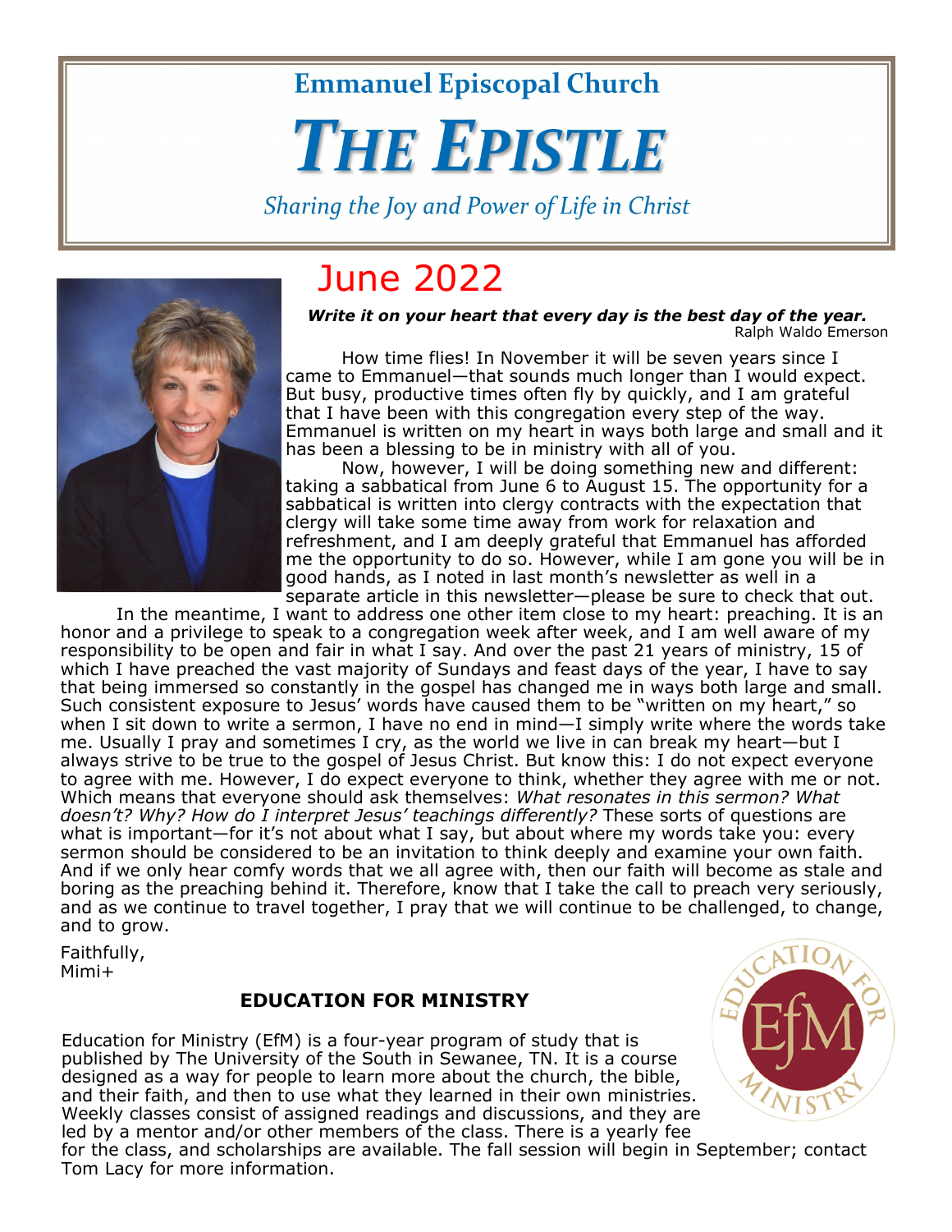**Emmanuel Episcopal Church**

# THE EPISTLE

*Sharing the Joy and Power of Life in Christ*

## June 2022

***Write it on your heart that every day is the best day of the year.***
Ralph Waldo Emerson

How time flies! In November it will be seven years since I came to Emmanuel—that sounds much longer than I would expect. But busy, productive times often fly by quickly, and I am grateful that I have been with this congregation every step of the way. Emmanuel is written on my heart in ways both large and small and it has been a blessing to be in ministry with all of you.

Now, however, I will be doing something new and different: taking a sabbatical from June 6 to August 15. The opportunity for a sabbatical is written into clergy contracts with the expectation that clergy will take some time away from work for relaxation and refreshment, and I am deeply grateful that Emmanuel has afforded me the opportunity to do so. However, while I am gone you will be in good hands, as I noted in last month's newsletter as well in a separate article in this newsletter—please be sure to check that out.

In the meantime, I want to address one other item close to my heart: preaching. It is an honor and a privilege to speak to a congregation week after week, and I am well aware of my responsibility to be open and fair in what I say. And over the past 21 years of ministry, 15 of which I have preached the vast majority of Sundays and feast days of the year, I have to say that being immersed so constantly in the gospel has changed me in ways both large and small. Such consistent exposure to Jesus' words have caused them to be "written on my heart," so when I sit down to write a sermon, I have no end in mind—I simply write where the words take me. Usually I pray and sometimes I cry, as the world we live in can break my heart—but I always strive to be true to the gospel of Jesus Christ. But know this: I do not expect everyone to agree with me. However, I do expect everyone to think, whether they agree with me or not. Which means that everyone should ask themselves: *What resonates in this sermon? What doesn't? Why? How do I interpret Jesus' teachings differently?* These sorts of questions are what is important—for it's not about what I say, but about where my words take you: every sermon should be considered to be an invitation to think deeply and examine your own faith. And if we only hear comfy words that we all agree with, then our faith will become as stale and boring as the preaching behind it. Therefore, know that I take the call to preach very seriously, and as we continue to travel together, I pray that we will continue to be challenged, to change, and to grow.

Faithfully,
Mimi+

### EDUCATION FOR MINISTRY

Education for Ministry (EfM) is a four-year program of study that is published by The University of the South in Sewanee, TN. It is a course designed as a way for people to learn more about the church, the bible, and their faith, and then to use what they learned in their own ministries. Weekly classes consist of assigned readings and discussions, and they are led by a mentor and/or other members of the class. There is a yearly fee for the class, and scholarships are available. The fall session will begin in September; contact Tom Lacy for more information.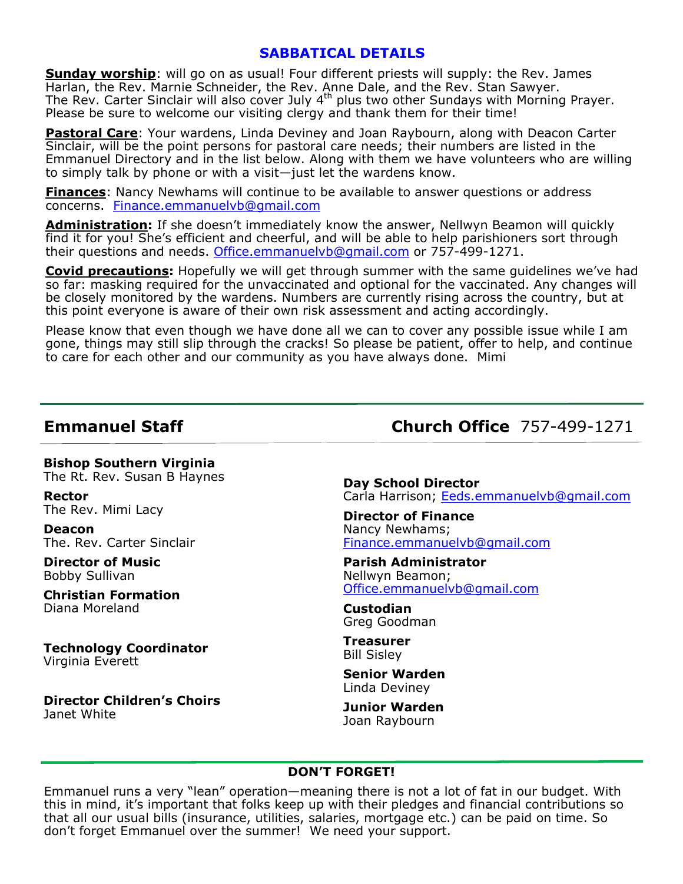## SABBATICAL DETAILS

**Sunday worship**: will go on as usual! Four different priests will supply: the Rev. James Harlan, the Rev. Marnie Schneider, the Rev. Anne Dale, and the Rev. Stan Sawyer. The Rev. Carter Sinclair will also cover July 4th plus two other Sundays with Morning Prayer. Please be sure to welcome our visiting clergy and thank them for their time!

**Pastoral Care**: Your wardens, Linda Deviney and Joan Raybourn, along with Deacon Carter Sinclair, will be the point persons for pastoral care needs; their numbers are listed in the Emmanuel Directory and in the list below. Along with them we have volunteers who are willing to simply talk by phone or with a visit—just let the wardens know.

**Finances**: Nancy Newhams will continue to be available to answer questions or address concerns. Finance.emmanuelvb@gmail.com

**Administration:** If she doesn't immediately know the answer, Nellwyn Beamon will quickly find it for you! She's efficient and cheerful, and will be able to help parishioners sort through their questions and needs. Office.emmanuelvb@gmail.com or 757-499-1271.

**Covid precautions:** Hopefully we will get through summer with the same guidelines we've had so far: masking required for the unvaccinated and optional for the vaccinated. Any changes will be closely monitored by the wardens. Numbers are currently rising across the country, but at this point everyone is aware of their own risk assessment and acting accordingly.

Please know that even though we have done all we can to cover any possible issue while I am gone, things may still slip through the cracks! So please be patient, offer to help, and continue to care for each other and our community as you have always done. Mimi

---

## Emmanuel Staff

## Church Office 757-499-1271

**Bishop Southern Virginia**
The Rt. Rev. Susan B Haynes

**Rector**
The Rev. Mimi Lacy

**Deacon**
The. Rev. Carter Sinclair

**Director of Music**
Bobby Sullivan

**Christian Formation**
Diana Moreland

**Technology Coordinator**
Virginia Everett

**Director Children's Choirs**
Janet White

**Day School Director**
Carla Harrison; Eeds.emmanuelvb@gmail.com

**Director of Finance**
Nancy Newhams;
Finance.emmanuelvb@gmail.com

**Parish Administrator**
Nellwyn Beamon;
Office.emmanuelvb@gmail.com

**Custodian**
Greg Goodman

**Treasurer**
Bill Sisley

**Senior Warden**
Linda Deviney

**Junior Warden**
Joan Raybourn

---

**DON'T FORGET!**

Emmanuel runs a very "lean" operation—meaning there is not a lot of fat in our budget. With this in mind, it's important that folks keep up with their pledges and financial contributions so that all our usual bills (insurance, utilities, salaries, mortgage etc.) can be paid on time. So don't forget Emmanuel over the summer! We need your support.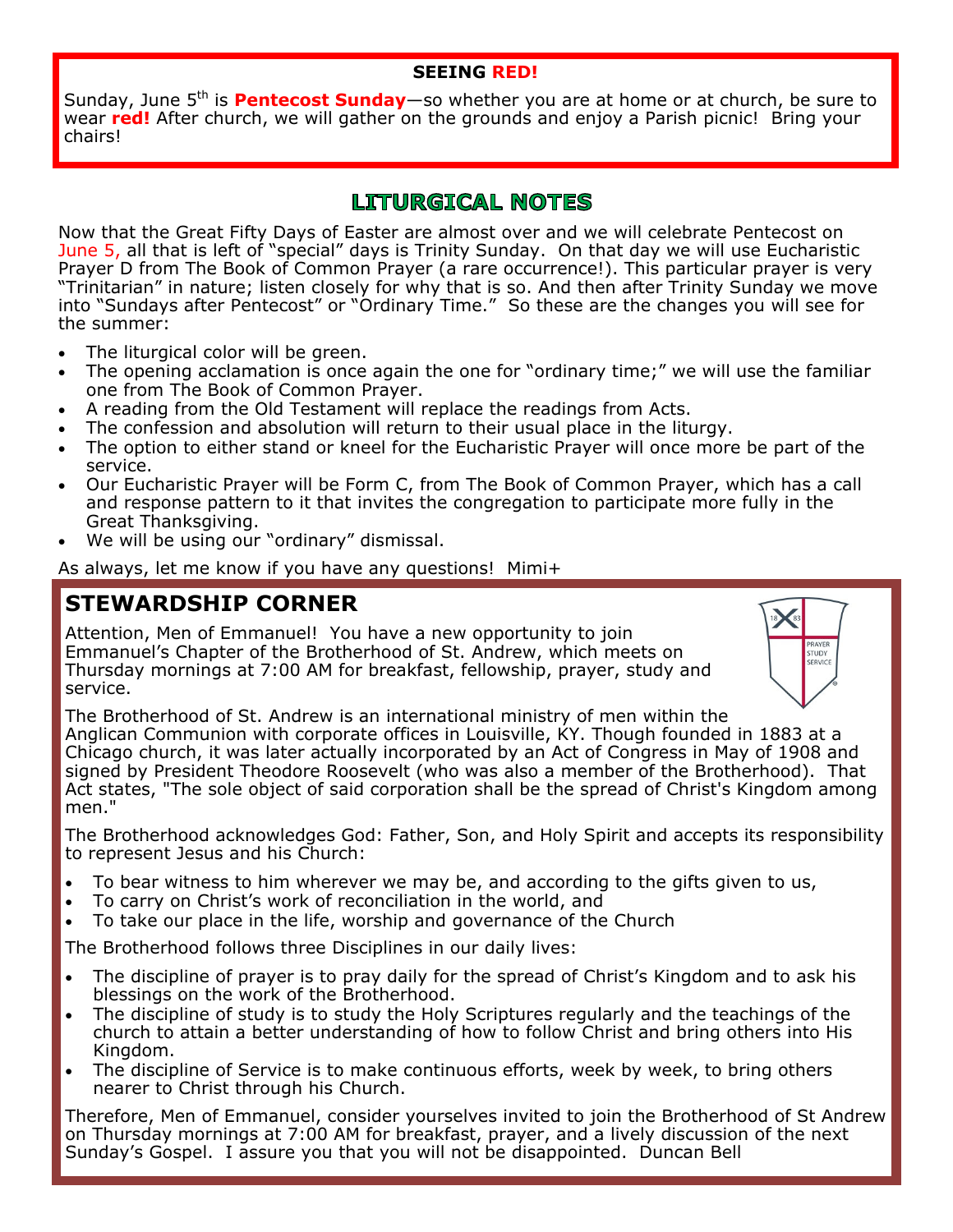## SEEING RED!

Sunday, June 5th is **Pentecost Sunday**—so whether you are at home or at church, be sure to wear **red!** After church, we will gather on the grounds and enjoy a Parish picnic! Bring your chairs!

## LITURGICAL NOTES

Now that the Great Fifty Days of Easter are almost over and we will celebrate Pentecost on June 5, all that is left of "special" days is Trinity Sunday. On that day we will use Eucharistic Prayer D from The Book of Common Prayer (a rare occurrence!). This particular prayer is very "Trinitarian" in nature; listen closely for why that is so. And then after Trinity Sunday we move into "Sundays after Pentecost" or "Ordinary Time." So these are the changes you will see for the summer:

- The liturgical color will be green.
- The opening acclamation is once again the one for "ordinary time;" we will use the familiar one from The Book of Common Prayer.
- A reading from the Old Testament will replace the readings from Acts.
- The confession and absolution will return to their usual place in the liturgy.
- The option to either stand or kneel for the Eucharistic Prayer will once more be part of the service.
- Our Eucharistic Prayer will be Form C, from The Book of Common Prayer, which has a call and response pattern to it that invites the congregation to participate more fully in the Great Thanksgiving.
- We will be using our "ordinary" dismissal.

As always, let me know if you have any questions! Mimi+

## STEWARDSHIP CORNER

Attention, Men of Emmanuel! You have a new opportunity to join Emmanuel's Chapter of the Brotherhood of St. Andrew, which meets on Thursday mornings at 7:00 AM for breakfast, fellowship, prayer, study and service.

The Brotherhood of St. Andrew is an international ministry of men within the Anglican Communion with corporate offices in Louisville, KY. Though founded in 1883 at a Chicago church, it was later actually incorporated by an Act of Congress in May of 1908 and signed by President Theodore Roosevelt (who was also a member of the Brotherhood). That Act states, "The sole object of said corporation shall be the spread of Christ's Kingdom among men."

The Brotherhood acknowledges God: Father, Son, and Holy Spirit and accepts its responsibility to represent Jesus and his Church:

- To bear witness to him wherever we may be, and according to the gifts given to us,
- To carry on Christ's work of reconciliation in the world, and
- To take our place in the life, worship and governance of the Church

The Brotherhood follows three Disciplines in our daily lives:

- The discipline of prayer is to pray daily for the spread of Christ's Kingdom and to ask his blessings on the work of the Brotherhood.
- The discipline of study is to study the Holy Scriptures regularly and the teachings of the church to attain a better understanding of how to follow Christ and bring others into His Kingdom.
- The discipline of Service is to make continuous efforts, week by week, to bring others nearer to Christ through his Church.

Therefore, Men of Emmanuel, consider yourselves invited to join the Brotherhood of St Andrew on Thursday mornings at 7:00 AM for breakfast, prayer, and a lively discussion of the next Sunday's Gospel. I assure you that you will not be disappointed. Duncan Bell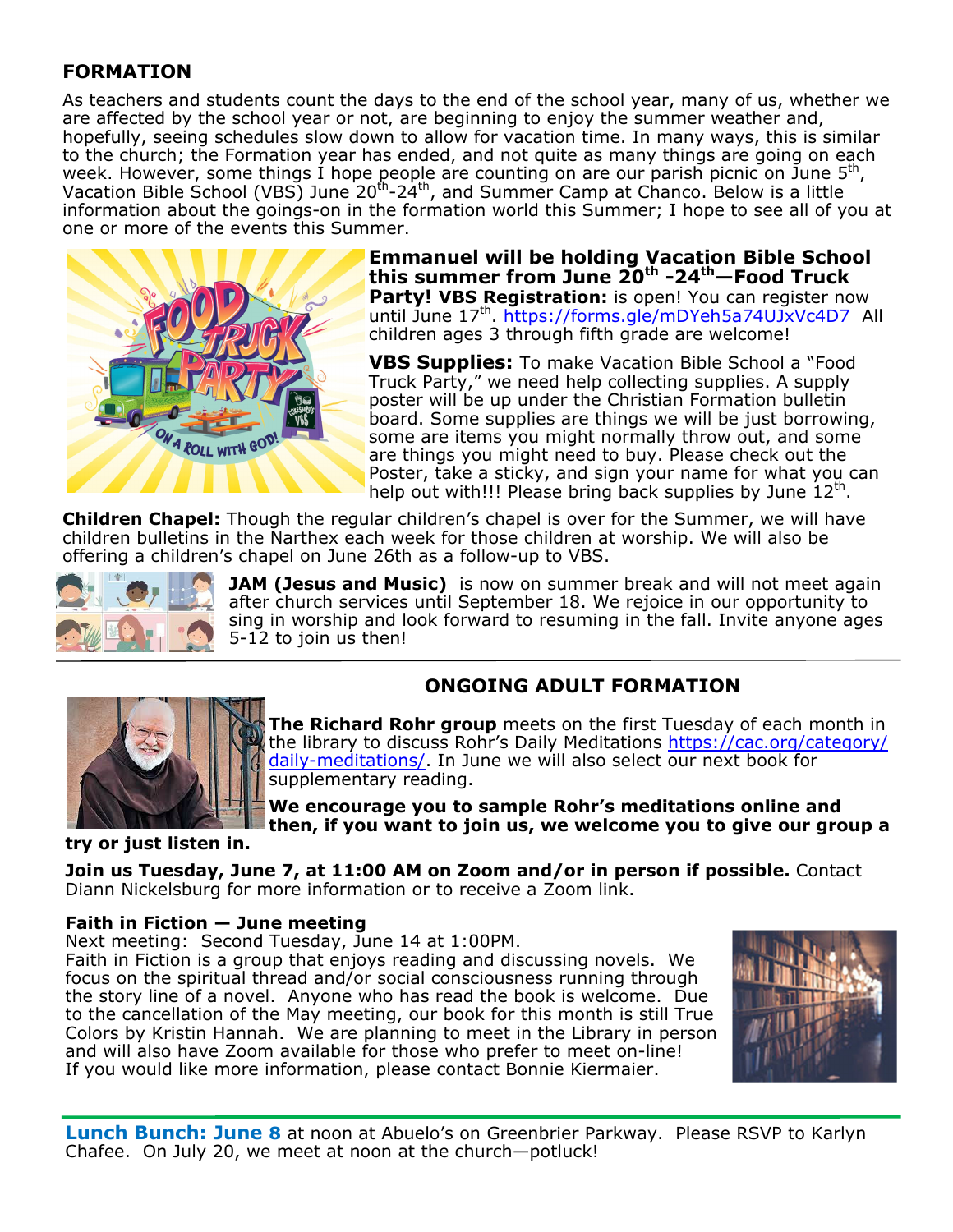## FORMATION

As teachers and students count the days to the end of the school year, many of us, whether we are affected by the school year or not, are beginning to enjoy the summer weather and, hopefully, seeing schedules slow down to allow for vacation time. In many ways, this is similar to the church; the Formation year has ended, and not quite as many things are going on each week. However, some things I hope people are counting on are our parish picnic on June 5th, Vacation Bible School (VBS) June 20th-24th, and Summer Camp at Chanco. Below is a little information about the goings-on in the formation world this Summer; I hope to see all of you at one or more of the events this Summer.

**Emmanuel will be holding Vacation Bible School this summer from June 20th -24th—Food Truck Party! VBS Registration:** is open! You can register now until June 17th. https://forms.gle/mDYeh5a74UJxVc4D7 All children ages 3 through fifth grade are welcome!

**VBS Supplies:** To make Vacation Bible School a "Food Truck Party," we need help collecting supplies. A supply poster will be up under the Christian Formation bulletin board. Some supplies are things we will be just borrowing, some are items you might normally throw out, and some are things you might need to buy. Please check out the Poster, take a sticky, and sign your name for what you can help out with!!! Please bring back supplies by June 12th.

**Children Chapel:** Though the regular children's chapel is over for the Summer, we will have children bulletins in the Narthex each week for those children at worship. We will also be offering a children's chapel on June 26th as a follow-up to VBS.

**JAM (Jesus and Music)** is now on summer break and will not meet again after church services until September 18. We rejoice in our opportunity to sing in worship and look forward to resuming in the fall. Invite anyone ages 5-12 to join us then!

## ONGOING ADULT FORMATION

**The Richard Rohr group** meets on the first Tuesday of each month in the library to discuss Rohr's Daily Meditations https://cac.org/category/daily-meditations/. In June we will also select our next book for supplementary reading.

**We encourage you to sample Rohr's meditations online and then, if you want to join us, we welcome you to give our group a try or just listen in.**

**Join us Tuesday, June 7, at 11:00 AM on Zoom and/or in person if possible.** Contact Diann Nickelsburg for more information or to receive a Zoom link.

**Faith in Fiction — June meeting**

Next meeting: Second Tuesday, June 14 at 1:00PM.
Faith in Fiction is a group that enjoys reading and discussing novels. We focus on the spiritual thread and/or social consciousness running through the story line of a novel. Anyone who has read the book is welcome. Due to the cancellation of the May meeting, our book for this month is still True Colors by Kristin Hannah. We are planning to meet in the Library in person and will also have Zoom available for those who prefer to meet on-line!
If you would like more information, please contact Bonnie Kiermaier.

**Lunch Bunch: June 8** at noon at Abuelo's on Greenbrier Parkway. Please RSVP to Karlyn Chafee. On July 20, we meet at noon at the church—potluck!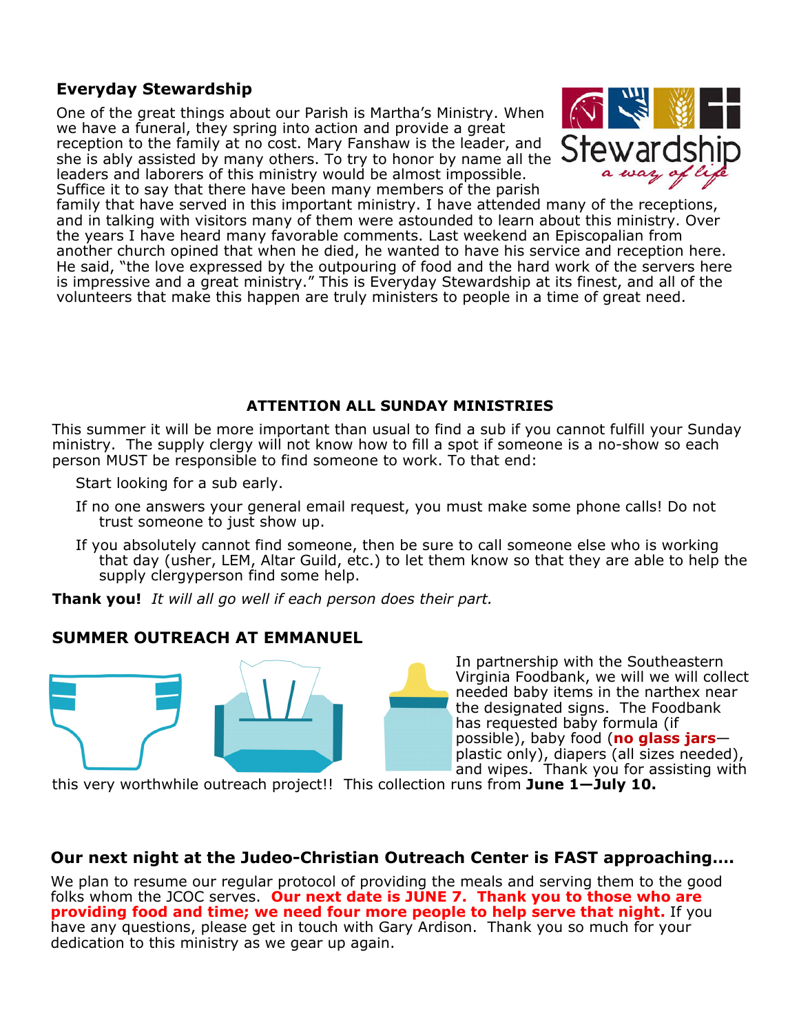## Everyday Stewardship

One of the great things about our Parish is Martha's Ministry. When we have a funeral, they spring into action and provide a great reception to the family at no cost. Mary Fanshaw is the leader, and she is ably assisted by many others. To try to honor by name all the leaders and laborers of this ministry would be almost impossible. Suffice it to say that there have been many members of the parish family that have served in this important ministry. I have attended many of the receptions, and in talking with visitors many of them were astounded to learn about this ministry. Over the years I have heard many favorable comments. Last weekend an Episcopalian from another church opined that when he died, he wanted to have his service and reception here. He said, "the love expressed by the outpouring of food and the hard work of the servers here is impressive and a great ministry." This is Everyday Stewardship at its finest, and all of the volunteers that make this happen are truly ministers to people in a time of great need.

**ATTENTION ALL SUNDAY MINISTRIES**

This summer it will be more important than usual to find a sub if you cannot fulfill your Sunday ministry. The supply clergy will not know how to fill a spot if someone is a no-show so each person MUST be responsible to find someone to work. To that end:

- Start looking for a sub early.
- If no one answers your general email request, you must make some phone calls! Do not trust someone to just show up.
- If you absolutely cannot find someone, then be sure to call someone else who is working that day (usher, LEM, Altar Guild, etc.) to let them know so that they are able to help the supply clergyperson find some help.

**Thank you!** *It will all go well if each person does their part.*

## SUMMER OUTREACH AT EMMANUEL

In partnership with the Southeastern Virginia Foodbank, we will we will collect needed baby items in the narthex near the designated signs. The Foodbank has requested baby formula (if possible), baby food (**no glass jars**—plastic only), diapers (all sizes needed), and wipes. Thank you for assisting with this very worthwhile outreach project!! This collection runs from **June 1—July 10.**

## Our next night at the Judeo-Christian Outreach Center is FAST approaching....

We plan to resume our regular protocol of providing the meals and serving them to the good folks whom the JCOC serves. **Our next date is JUNE 7. Thank you to those who are providing food and time; we need four more people to help serve that night.** If you have any questions, please get in touch with Gary Ardison. Thank you so much for your dedication to this ministry as we gear up again.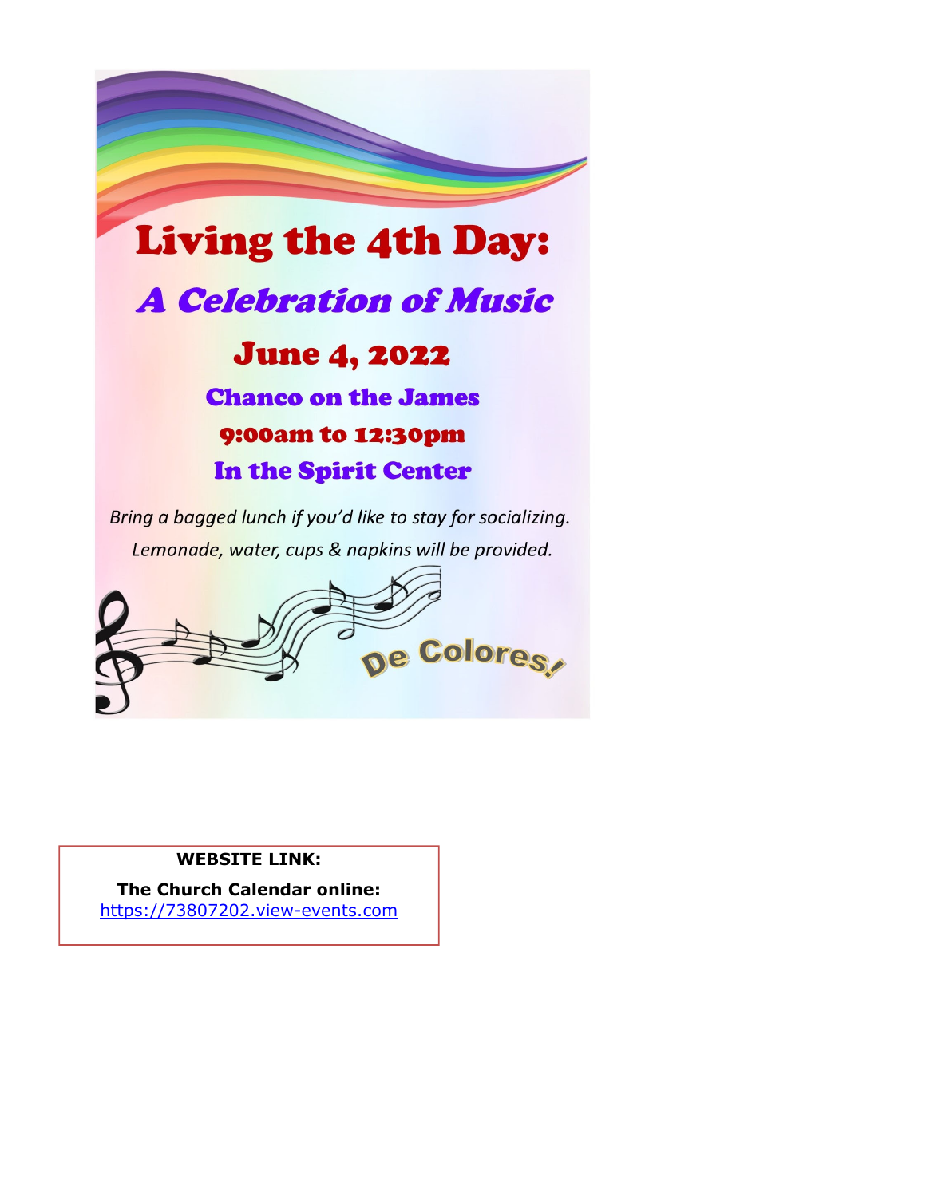# Living the 4th Day:

## *A Celebration of Music*

### June 4, 2022

**Chanco on the James**

**9:00am to 12:30pm**

**In the Spirit Center**

*Bring a bagged lunch if you'd like to stay for socializing.*

*Lemonade, water, cups & napkins will be provided.*

De Colores!

**WEBSITE LINK:**

**The Church Calendar online:**
https://73807202.view-events.com